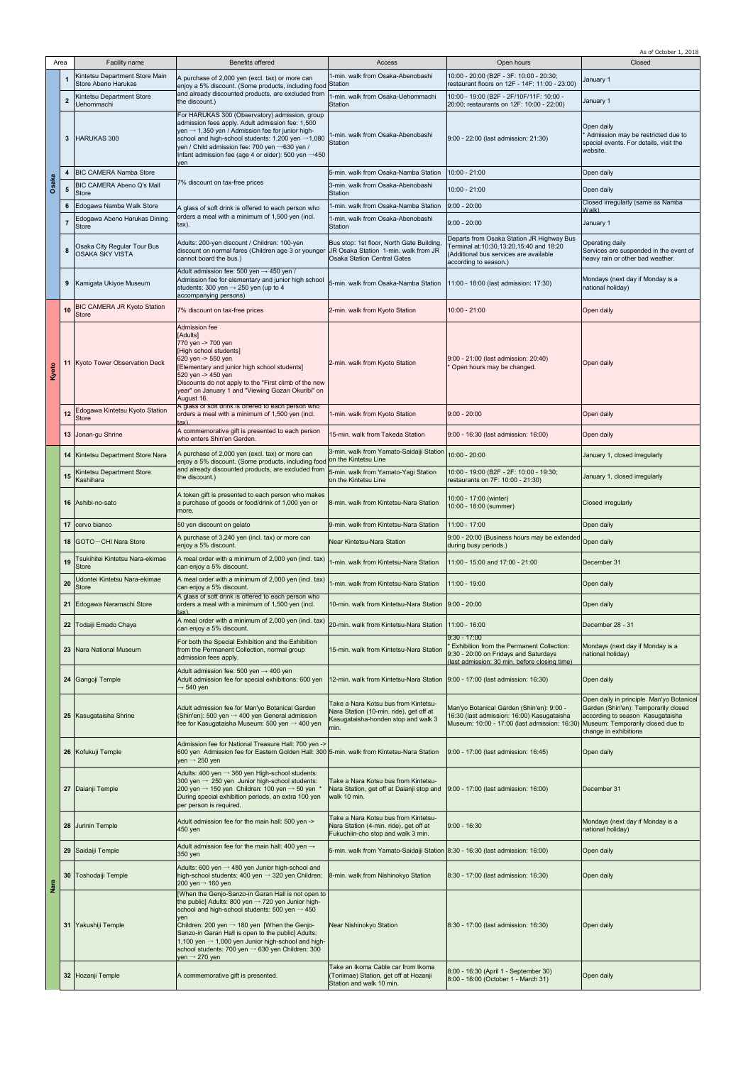As of October 1, 2018

| Area | | Facility name | Benefits offered | Access | Open hours | Closed |
|---|---|---|---|---|---|---|
| Osaka | 1 | Kintetsu Department Store Main Store Abeno Harukas | A purchase of 2,000 yen (excl. tax) or more can enjoy a 5% discount. (Some products, including food and already discounted products, are excluded from the discount.) | 1-min. walk from Osaka-Abenobashi Station | 10:00 - 20:00 (B2F - 3F: 10:00 - 20:30; restaurant floors on 12F - 14F: 11:00 - 23:00) | January 1 |
| | 2 | Kintetsu Department Store Uehommachi | | 1-min. walk from Osaka-Uehommachi Station | 10:00 - 19:00 (B2F - 2F/10F/11F: 10:00 - 20:00; restaurants on 12F: 10:00 - 22:00) | January 1 |
| | 3 | HARUKAS 300 | For HARUKAS 300 (Observatory) admission, group admission fees apply. Adult admission fee: 1,500 yen → 1,350 yen / Admission fee for junior high-school and high-school students: 1,200 yen →1,080 yen / Child admission fee: 700 yen →630 yen / Infant admission fee (age 4 or older): 500 yen →450 yen | 1-min. walk from Osaka-Abenobashi Station | 9:00 - 22:00 (last admission: 21:30) | Open daily * Admission may be restricted due to special events. For details, visit the website. |
| | 4 | BIC CAMERA Namba Store | 7% discount on tax-free prices | 5-min. walk from Osaka-Namba Station | 10:00 - 21:00 | Open daily |
| | 5 | BIC CAMERA Abeno Q's Mall Store | | 3-min. walk from Osaka-Abenobashi Station | 10:00 - 21:00 | Open daily |
| | 6 | Edogawa Namba Walk Store | A glass of soft drink is offered to each person who orders a meal with a minimum of 1,500 yen (incl. tax). | 1-min. walk from Osaka-Namba Station | 9:00 - 20:00 | Closed irregularly (same as Namba Walk) |
| | 7 | Edogawa Abeno Harukas Dining Store | | 1-min. walk from Osaka-Abenobashi Station | 9:00 - 20:00 | January 1 |
| | 8 | Osaka City Regular Tour Bus OSAKA SKY VISTA | Adults: 200-yen discount / Children: 100-yen discount on normal fares (Children age 3 or younger cannot board the bus.) | Bus stop: 1st floor, North Gate Building, JR Osaka Station 1-min. walk from JR Osaka Station Central Gates | Departs from Osaka Station JR Highway Bus Terminal at:10:30,13:20,15:40 and 18:20 (Additional bus services are available according to season.) | Operating daily Services are suspended in the event of heavy rain or other bad weather. |
| | 9 | Kamigata Ukiyoe Museum | Adult admission fee: 500 yen → 450 yen / Admission fee for elementary and junior high school students: 300 yen → 250 yen (up to 4 accompanying persons) | 5-min. walk from Osaka-Namba Station | 11:00 - 18:00 (last admission: 17:30) | Mondays (next day if Monday is a national holiday) |
| Kyoto | 10 | BIC CAMERA JR Kyoto Station Store | 7% discount on tax-free prices | 2-min. walk from Kyoto Station | 10:00 - 21:00 | Open daily |
| | 11 | Kyoto Tower Observation Deck | Admission fee [Adults] 770 yen -> 700 yen [High school students] 620 yen -> 550 yen [Elementary and junior high school students] 520 yen -> 450 yen Discounts do not apply to the "First climb of the new year" on January 1 and "Viewing Gozan Okuribi" on August 16. | 2-min. walk from Kyoto Station | 9:00 - 21:00 (last admission: 20:40) * Open hours may be changed. | Open daily |
| | 12 | Edogawa Kintetsu Kyoto Station Store | A glass of soft drink is offered to each person who orders a meal with a minimum of 1,500 yen (incl. tax). | 1-min. walk from Kyoto Station | 9:00 - 20:00 | Open daily |
| | 13 | Jonan-gu Shrine | A commemorative gift is presented to each person who enters Shin'en Garden. | 15-min. walk from Takeda Station | 9:00 - 16:30 (last admission: 16:00) | Open daily |
| Nara | 14 | Kintetsu Department Store Nara | A purchase of 2,000 yen (excl. tax) or more can enjoy a 5% discount. (Some products, including food and already discounted products, are excluded from the discount.) | 3-min. walk from Yamato-Saidaiji Station on the Kintetsu Line | 10:00 - 20:00 | January 1, closed irregularly |
| | 15 | Kintetsu Department Store Kashihara | | 5-min. walk from Yamato-Yagi Station on the Kintetsu Line | 10:00 - 19:00 (B2F - 2F: 10:00 - 19:30; restaurants on 7F: 10:00 - 21:30) | January 1, closed irregularly |
| | 16 | Ashibi-no-sato | A token gift is presented to each person who makes a purchase of goods or food/drink of 1,000 yen or more. | 8-min. walk from Kintetsu-Nara Station | 10:00 - 17:00 (winter) 10:00 - 18:00 (summer) | Closed irregularly |
| | 17 | cervo bianco | 50 yen discount on gelato | 9-min. walk from Kintetsu-Nara Station | 11:00 - 17:00 | Open daily |
| | 18 | GOTO－CHI Nara Store | A purchase of 3,240 yen (incl. tax) or more can enjoy a 5% discount. | Near Kintetsu-Nara Station | 9:00 - 20:00 (Business hours may be extended during busy periods.) | Open daily |
| | 19 | Tsukihitei Kintetsu Nara-ekimae Store | A meal order with a minimum of 2,000 yen (incl. tax) can enjoy a 5% discount. | 1-min. walk from Kintetsu-Nara Station | 11:00 - 15:00 and 17:00 - 21:00 | December 31 |
| | 20 | Udontei Kintetsu Nara-ekimae Store | A meal order with a minimum of 2,000 yen (incl. tax) can enjoy a 5% discount. | 1-min. walk from Kintetsu-Nara Station | 11:00 - 19:00 | Open daily |
| | 21 | Edogawa Naramachi Store | A glass of soft drink is offered to each person who orders a meal with a minimum of 1,500 yen (incl. tax). | 10-min. walk from Kintetsu-Nara Station | 9:00 - 20:00 | Open daily |
| | 22 | Todaiji Emado Chaya | A meal order with a minimum of 2,000 yen (incl. tax) can enjoy a 5% discount. | 20-min. walk from Kintetsu-Nara Station | 11:00 - 16:00 | December 28 - 31 |
| | 23 | Nara National Museum | For both the Special Exhibition and the Exhibition from the Permanent Collection, normal group admission fees apply. | 15-min. walk from Kintetsu-Nara Station | 9:30 - 17:00 * Exhibition from the Permanent Collection: 9:30 - 20:00 on Fridays and Saturdays (last admission: 30 min. before closing time) | Mondays (next day if Monday is a national holiday) |
| | 24 | Gangoji Temple | Adult admission fee: 500 yen → 400 yen Adult admission fee for special exhibitions: 600 yen → 540 yen | 12-min. walk from Kintetsu-Nara Station | 9:00 - 17:00 (last admission: 16:30) | Open daily |
| | 25 | Kasugataisha Shrine | Adult admission fee for Man'yo Botanical Garden (Shin'en): 500 yen → 400 yen General admission fee for Kasugataisha Museum: 500 yen → 400 yen | Take a Nara Kotsu bus from Kintetsu-Nara Station (10-min. ride), get off at Kasugataisha-honden stop and walk 3 min. | Man'yo Botanical Garden (Shin'en): 9:00 - 16:30 (last admission: 16:00) Kasugataisha Museum: 10:00 - 17:00 (last admission: 16:30) | Open daily in principle Man'yo Botanical Garden (Shin'en): Temporarily closed according to season Kasugataisha Museum: Temporarily closed due to change in exhibitions |
| | 26 | Kofukuji Temple | Admission fee for National Treasure Hall: 700 yen -> 600 yen Admission fee for Eastern Golden Hall: 300 yen → 250 yen | 5-min. walk from Kintetsu-Nara Station | 9:00 - 17:00 (last admission: 16:45) | Open daily |
| | 27 | Daianji Temple | Adults: 400 yen → 360 yen High-school students: 300 yen → 250 yen Junior high-school students: 200 yen → 150 yen Children: 100 yen → 50 yen * During special exhibition periods, an extra 100 yen per person is required. | Take a Nara Kotsu bus from Kintetsu-Nara Station, get off at Daianji stop and walk 10 min. | 9:00 - 17:00 (last admission: 16:00) | December 31 |
| | 28 | Jurinin Temple | Adult admission fee for the main hall: 500 yen -> 450 yen | Take a Nara Kotsu bus from Kintetsu-Nara Station (4-min. ride), get off at Fukuchiin-cho stop and walk 3 min. | 9:00 - 16:30 | Mondays (next day if Monday is a national holiday) |
| | 29 | Saidaiji Temple | Adult admission fee for the main hall: 400 yen → 350 yen | 5-min. walk from Yamato-Saidaiji Station | 8:30 - 16:30 (last admission: 16:00) | Open daily |
| | 30 | Toshodaiji Temple | Adults: 600 yen → 480 yen Junior high-school and high-school students: 400 yen → 320 yen Children: 200 yen→ 160 yen | 8-min. walk from Nishinokyo Station | 8:30 - 17:00 (last admission: 16:30) | Open daily |
| | 31 | Yakushiji Temple | [When the Genjo-Sanzo-in Garan Hall is not open to the public] Adults: 800 yen → 720 yen Junior high-school and high-school students: 500 yen → 450 yen Children: 200 yen → 180 yen [When the Genjo-Sanzo-in Garan Hall is open to the public] Adults: 1,100 yen → 1,000 yen Junior high-school and high-school students: 700 yen → 630 yen Children: 300 yen → 270 yen | Near Nishinokyo Station | 8:30 - 17:00 (last admission: 16:30) | Open daily |
| | 32 | Hozanji Temple | A commemorative gift is presented. | Take an Ikoma Cable car from Ikoma (Toriimae) Station, get off at Hozanji Station and walk 10 min. | 8:00 - 16:30 (April 1 - September 30) 8:00 - 16:00 (October 1 - March 31) | Open daily |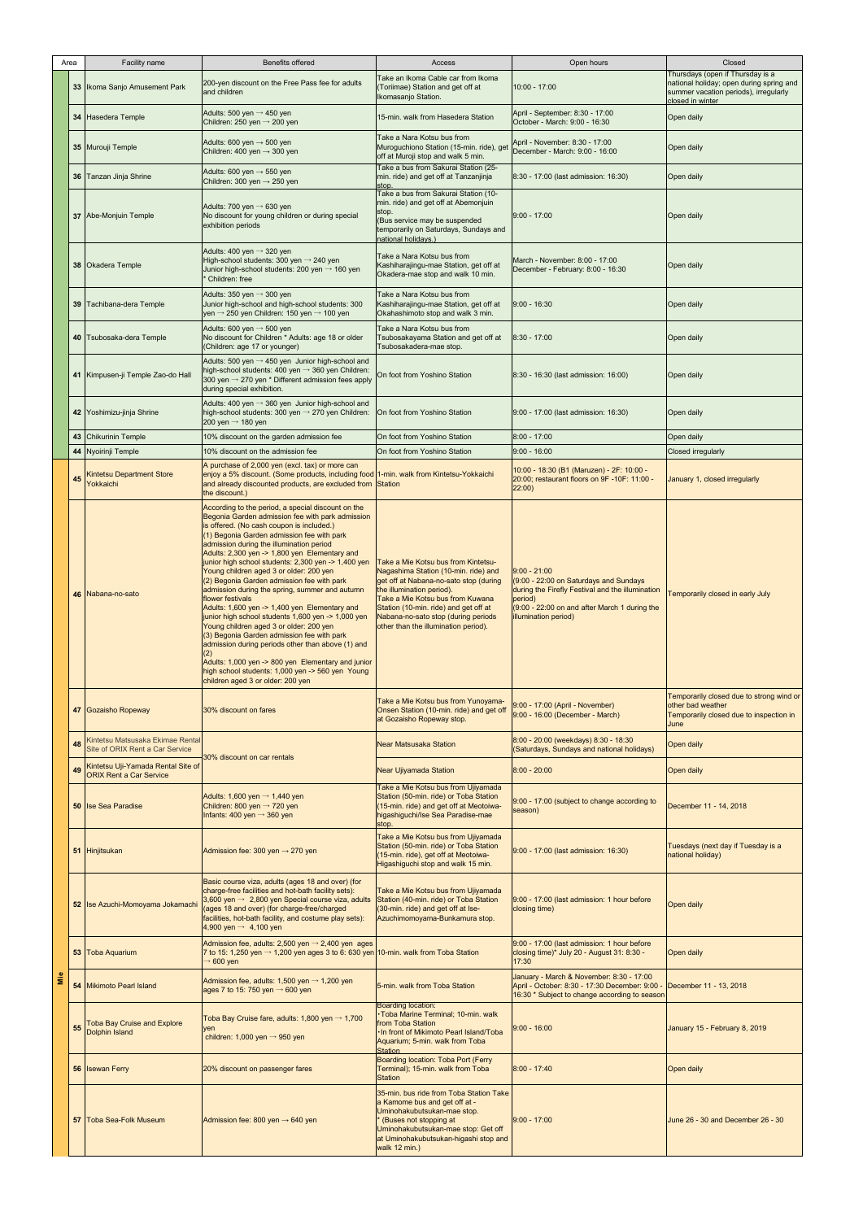| Area | | Facility name | Benefits offered | Access | Open hours | Closed |
|---|---|---|---|---|---|---|
| | 33 | Ikoma Sanjo Amusement Park | 200-yen discount on the Free Pass fee for adults and children | Take an Ikoma Cable car from Ikoma (Toriimae) Station and get off at Ikomasanjo Station. | 10:00 - 17:00 | Thursdays (open if Thursday is a national holiday; open during spring and summer vacation periods), irregularly closed in winter |
| | 34 | Hasedera Temple | Adults: 500 yen → 450 yen<br>Children: 250 yen → 200 yen | 15-min. walk from Hasedera Station | April - September: 8:30 - 17:00<br>October - March: 9:00 - 16:30 | Open daily |
| | 35 | Murouji Temple | Adults: 600 yen → 500 yen<br>Children: 400 yen → 300 yen | Take a Nara Kotsu bus from Muroguchiono Station (15-min. ride), get off at Muroji stop and walk 5 min. | April - November: 8:30 - 17:00<br>December - March: 9:00 - 16:00 | Open daily |
| | 36 | Tanzan Jinja Shrine | Adults: 600 yen → 550 yen<br>Children: 300 yen → 250 yen | Take a bus from Sakurai Station (25-min. ride) and get off at Tanzanjinja stop. | 8:30 - 17:00 (last admission: 16:30) | Open daily |
| | 37 | Abe-Monjuin Temple | Adults: 700 yen → 630 yen<br>No discount for young children or during special exhibition periods | Take a bus from Sakurai Station (10-min. ride) and get off at Abemonjuin stop.<br>(Bus service may be suspended temporarily on Saturdays, Sundays and national holidays.) | 9:00 - 17:00 | Open daily |
| | 38 | Okadera Temple | Adults: 400 yen → 320 yen<br>High-school students: 300 yen → 240 yen<br>Junior high-school students: 200 yen → 160 yen<br>* Children: free | Take a Nara Kotsu bus from Kashiharajingu-mae Station, get off at Okadera-mae stop and walk 10 min. | March - November: 8:00 - 17:00<br>December - February: 8:00 - 16:30 | Open daily |
| | 39 | Tachibana-dera Temple | Adults: 350 yen → 300 yen<br>Junior high-school and high-school students: 300 yen → 250 yen Children: 150 yen → 100 yen | Take a Nara Kotsu bus from Kashiharajingu-mae Station, get off at Okahashimoto stop and walk 3 min. | 9:00 - 16:30 | Open daily |
| | 40 | Tsubosaka-dera Temple | Adults: 600 yen → 500 yen<br>No discount for Children * Adults: age 18 or older (Children: age 17 or younger) | Take a Nara Kotsu bus from Tsubosakayama Station and get off at Tsubosakadera-mae stop. | 8:30 - 17:00 | Open daily |
| | 41 | Kimpusen-ji Temple Zao-do Hall | Adults: 500 yen → 450 yen Junior high-school and high-school students: 400 yen → 360 yen Children: 300 yen → 270 yen * Different admission fees apply during special exhibition. | On foot from Yoshino Station | 8:30 - 16:30 (last admission: 16:00) | Open daily |
| | 42 | Yoshimizu-jinja Shrine | Adults: 400 yen → 360 yen Junior high-school and high-school students: 300 yen → 270 yen Children: 200 yen → 180 yen | On foot from Yoshino Station | 9:00 - 17:00 (last admission: 16:30) | Open daily |
| | 43 | Chikurinin Temple | 10% discount on the garden admission fee | On foot from Yoshino Station | 8:00 - 17:00 | Open daily |
| | 44 | Nyoirinji Temple | 10% discount on the admission fee | On foot from Yoshino Station | 9:00 - 16:00 | Closed irregularly |
| Mie | 45 | Kintetsu Department Store Yokkaichi | A purchase of 2,000 yen (excl. tax) or more can enjoy a 5% discount. (Some products, including food and already discounted products, are excluded from the discount.) | 1-min. walk from Kintetsu-Yokkaichi Station | 10:00 - 18:30 (B1 (Maruzen) - 2F: 10:00 - 20:00; restaurant floors on 9F -10F: 11:00 - 22:00) | January 1, closed irregularly |
| | 46 | Nabana-no-sato | According to the period, a special discount on the Begonia Garden admission fee with park admission is offered. (No cash coupon is included.)<br>(1) Begonia Garden admission fee with park admission during the illumination period<br>Adults: 2,300 yen -> 1,800 yen Elementary and junior high school students: 2,300 yen -> 1,400 yen Young children aged 3 or older: 200 yen<br>(2) Begonia Garden admission fee with park admission during the spring, summer and autumn flower festivals<br>Adults: 1,600 yen -> 1,400 yen Elementary and junior high school students 1,600 yen -> 1,000 yen Young children aged 3 or older: 200 yen<br>(3) Begonia Garden admission fee with park admission during periods other than above (1) and (2)<br>Adults: 1,000 yen -> 800 yen Elementary and junior high school students: 1,000 yen -> 560 yen Young children aged 3 or older: 200 yen | Take a Mie Kotsu bus from Kintetsu-Nagashima Station (10-min. ride) and get off at Nabana-no-sato stop (during the illumination period).<br>Take a Mie Kotsu bus from Kuwana Station (10-min. ride) and get off at Nabana-no-sato stop (during periods other than the illumination period). | 9:00 - 21:00<br>(9:00 - 22:00 on Saturdays and Sundays during the Firefly Festival and the illumination period)<br>(9:00 - 22:00 on and after March 1 during the illumination period) | Temporarily closed in early July |
| | 47 | Gozaisho Ropeway | 30% discount on fares | Take a Mie Kotsu bus from Yunoyama-Onsen Station (10-min. ride) and get off at Gozaisho Ropeway stop. | 9:00 - 17:00 (April - November)<br>9:00 - 16:00 (December - March) | Temporarily closed due to strong wind or other bad weather<br>Temporarily closed due to inspection in June |
| | 48 | Kintetsu Matsusaka Ekimae Rental Site of ORIX Rent a Car Service | 30% discount on car rentals | Near Matsusaka Station | 8:00 - 20:00 (weekdays) 8:30 - 18:30 (Saturdays, Sundays and national holidays) | Open daily |
| | 49 | Kintetsu Uji-Yamada Rental Site of ORIX Rent a Car Service | 30% discount on car rentals | Near Ujiyamada Station | 8:00 - 20:00 | Open daily |
| | 50 | Ise Sea Paradise | Adults: 1,600 yen → 1,440 yen<br>Children: 800 yen → 720 yen<br>Infants: 400 yen → 360 yen | Take a Mie Kotsu bus from Ujiyamada Station (50-min. ride) or Toba Station (15-min. ride) and get off at Meotoiwa-higashiguchi/Ise Sea Paradise-mae stop. | 9:00 - 17:00 (subject to change according to season) | December 11 - 14, 2018 |
| | 51 | Hinjitsukan | Admission fee: 300 yen → 270 yen | Take a Mie Kotsu bus from Ujiyamada Station (50-min. ride) or Toba Station (15-min. ride), get off at Meotoiwa-Higashiguchi stop and walk 15 min. | 9:00 - 17:00 (last admission: 16:30) | Tuesdays (next day if Tuesday is a national holiday) |
| | 52 | Ise Azuchi-Momoyama Jokamachi | Basic course viza, adults (ages 18 and over) (for charge-free facilities and hot-bath facility sets): 3,600 yen → 2,800 yen Special course viza, adults (ages 18 and over) (for charge-free/charged facilities, hot-bath facility, and costume play sets): 4,900 yen → 4,100 yen | Take a Mie Kotsu bus from Ujiyamada Station (40-min. ride) or Toba Station (30-min. ride) and get off at Ise-Azuchimomoyama-Bunkamura stop. | 9:00 - 17:00 (last admission: 1 hour before closing time) | Open daily |
| | 53 | Toba Aquarium | Admission fee, adults: 2,500 yen → 2,400 yen ages 7 to 15: 1,250 yen → 1,200 yen ages 3 to 6: 630 yen → 600 yen | 10-min. walk from Toba Station | 9:00 - 17:00 (last admission: 1 hour before closing time)* July 20 - August 31: 8:30 - 17:30 | Open daily |
| | 54 | Mikimoto Pearl Island | Admission fee, adults: 1,500 yen → 1,200 yen ages 7 to 15: 750 yen → 600 yen | 5-min. walk from Toba Station | January - March & November: 8:30 - 17:00 April - October: 8:30 - 17:30 December: 9:00 - 16:30 * Subject to change according to season | December 11 - 13, 2018 |
| | 55 | Toba Bay Cruise and Explore Dolphin Island | Toba Bay Cruise fare, adults: 1,800 yen → 1,700 yen<br>children: 1,000 yen → 950 yen | Boarding location:<br>・Toba Marine Terminal; 10-min. walk from Toba Station<br>・In front of Mikimoto Pearl Island/Toba Aquarium; 5-min. walk from Toba Station | 9:00 - 16:00 | January 15 - February 8, 2019 |
| | 56 | Isewan Ferry | 20% discount on passenger fares | Boarding location: Toba Port (Ferry Terminal); 15-min. walk from Toba Station | 8:00 - 17:40 | Open daily |
| | 57 | Toba Sea-Folk Museum | Admission fee: 800 yen → 640 yen | 35-min. bus ride from Toba Station Take a Kamome bus and get off at - Uminohakubutsukan-mae stop.<br>* (Buses not stopping at Uminohakubutsukan-mae stop: Get off at Uminohakubutsukan-higashi stop and walk 12 min.) | 9:00 - 17:00 | June 26 - 30 and December 26 - 30 |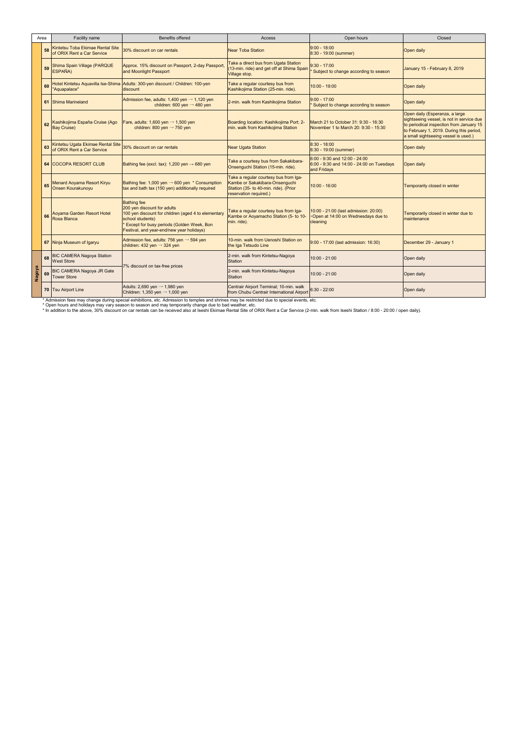| Area | | Facility name | Benefits offered | Access | Open hours | Closed |
|---|---|---|---|---|---|---|
| | 58 | Kintetsu Toba Ekimae Rental Site of ORIX Rent a Car Service | 30% discount on car rentals | Near Toba Station | 9:00 - 18:00<br>8:30 - 19:00 (summer) | Open daily |
| | 59 | Shima Spain Village (PARQUE ESPAÑA) | Approx. 15% discount on Passport, 2-day Passport, and Moonlight Passport | Take a direct bus from Ugata Station (13-min. ride) and get off at Shima Spain Village stop. | 9:30 - 17:00<br>* Subject to change according to season | January 15 - February 8, 2019 |
| | 60 | Hotel Kintetsu Aquavilla Ise-Shima "Aquapalace" | Adults: 300-yen discount / Children: 100-yen discount | Take a regular courtesy bus from Kashikojima Station (25-min. ride). | 10:00 - 19:00 | Open daily |
| | 61 | Shima Marineland | Admission fee, adults: 1,400 yen → 1,120 yen<br>children: 600 yen → 480 yen | 2-min. walk from Kashikojima Station | 9:00 - 17:00<br>* Subject to change according to season | Open daily |
| | 62 | Kashikojima España Cruise (Ago Bay Cruise) | Fare, adults: 1,600 yen → 1,500 yen<br>children: 800 yen → 750 yen | Boarding location: Kashikojima Port; 2-min. walk from Kashikojima Station | March 21 to October 31: 9:30 - 16:30<br>November 1 to March 20: 9:30 - 15:30 | Open daily (Esperanza, a large sightseeing vessel, is not in service due to periodical inspection from January 15 to February 1, 2019. During this period, a small sightseeing vessel is used.) |
| | 63 | Kintetsu Ugata Ekimae Rental Site of ORIX Rent a Car Service | 30% discount on car rentals | Near Ugata Station | 8:30 - 18:00<br>8:30 - 19:00 (summer) | Open daily |
| | 64 | COCOPA RESORT CLUB | Bathing fee (excl. tax): 1,200 yen → 680 yen | Take a courtesy bus from Sakakibara-Onsenguchi Station (15-min. ride). | 6:00 - 9:30 and 12:00 - 24:00<br>6:00 - 9:30 and 14:00 - 24:00 on Tuesdays and Fridays | Open daily |
| | 65 | Menard Aoyama Resort Kiryu Onsen Kourakunoyu | Bathing fee: 1,000 yen → 600 yen * Consumption tax and bath tax (150 yen) additionally required | Take a regular courtesy bus from Iga-Kambe or Sakakibara-Onsenguchi Station (35- to 40-min. ride). (Prior reservation required.) | 10:00 - 16:00 | Temporarily closed in winter |
| | 66 | Aoyama Garden Resort Hotel Rosa Blanca | Bathing fee<br>200 yen discount for adults<br>100 yen discount for children (aged 4 to elementary school students)<br>* Except for busy periods (Golden Week, Bon Festival, and year-end/new year holidays) | Take a regular courtesy bus from Iga-Kambe or Aoyamacho Station (5- to 10-min. ride). | 10:00 - 21:00 (last admission: 20:00)<br>・Open at 14:00 on Wednesdays due to cleaning | Temporarily closed in winter due to maintenance |
| | 67 | Ninja Museum of Igaryu | Admission fee, adults: 756 yen → 594 yen<br>children: 432 yen → 324 yen | 10-min. walk from Uenoshi Station on the Iga Tetsudo Line | 9:00 - 17:00 (last admission: 16:30) | December 29 - January 1 |
| Nagoya | 68 | BIC CAMERA Nagoya Station West Store | 7% discount on tax-free prices | 2-min. walk from Kintetsu-Nagoya Station | 10:00 - 21:00 | Open daily |
| Nagoya | 69 | BIC CAMERA Nagoya JR Gate Tower Store | 7% discount on tax-free prices | 2-min. walk from Kintetsu-Nagoya Station | 10:00 - 21:00 | Open daily |
| Nagoya | 70 | Tsu Airport Line | Adults: 2,690 yen → 1,980 yen<br>Children: 1,350 yen → 1,000 yen | Centrair Airport Terminal; 10-min. walk from Chubu Centrair International Airport | 6:30 - 22:00 | Open daily |

* Admission fees may change during special exhibitions, etc. Admission to temples and shrines may be restricted due to special events, etc.
* Open hours and holidays may vary season to season and may temporarily change due to bad weather, etc.
* In addition to the above, 30% discount on car rentals can be received also at Iseshi Ekimae Rental Site of ORIX Rent a Car Service (2-min. walk from Iseshi Station / 8:00 - 20:00 / open daily).